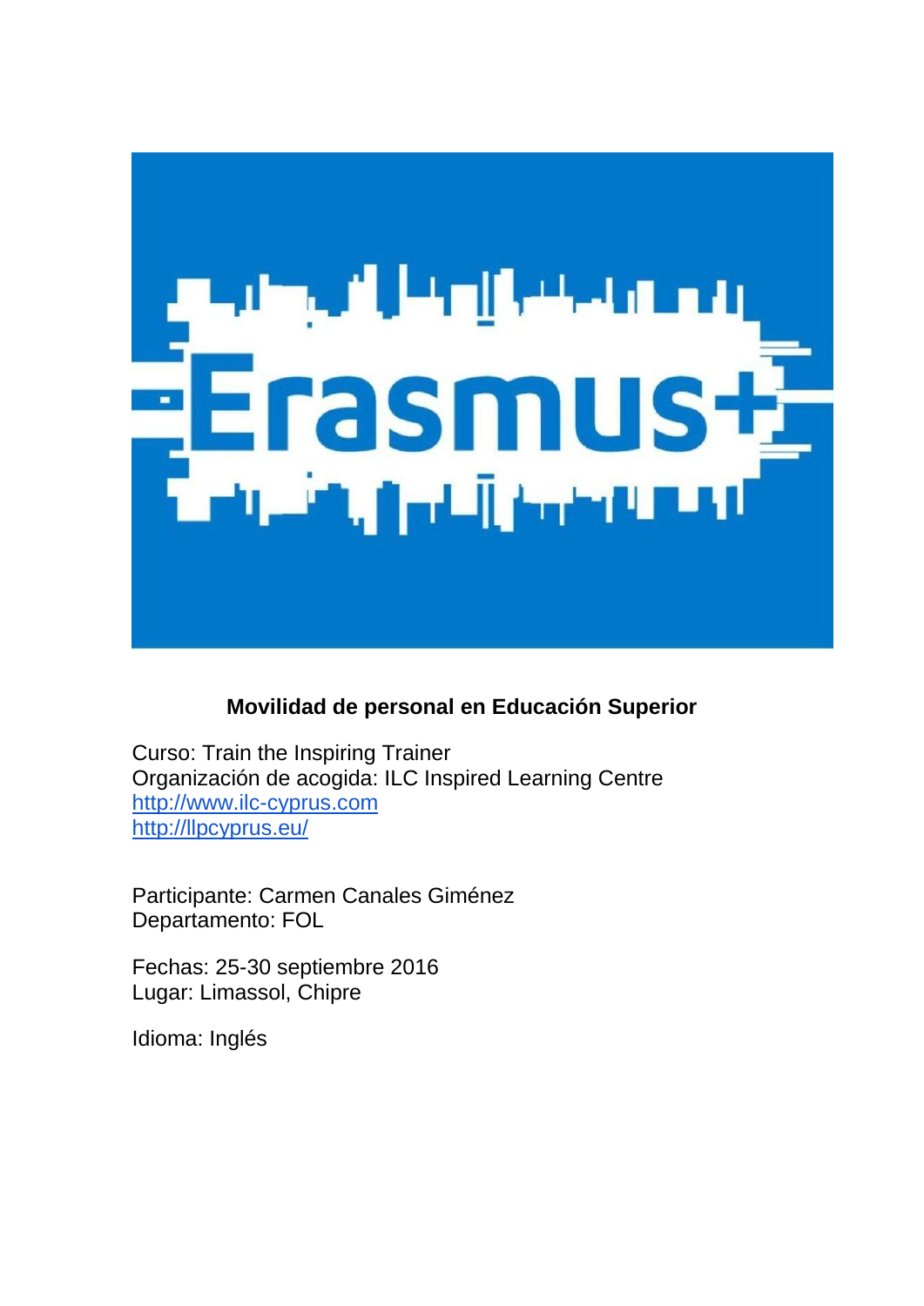**Movilidad de personal en Educación Superior**

Curso: Train the Inspiring Trainer
Organización de acogida: ILC Inspired Learning Centre
http://www.ilc-cyprus.com
http://llpcyprus.eu/

Participante: Carmen Canales Giménez
Departamento: FOL

Fechas: 25-30 septiembre 2016
Lugar: Limassol, Chipre

Idioma: Inglés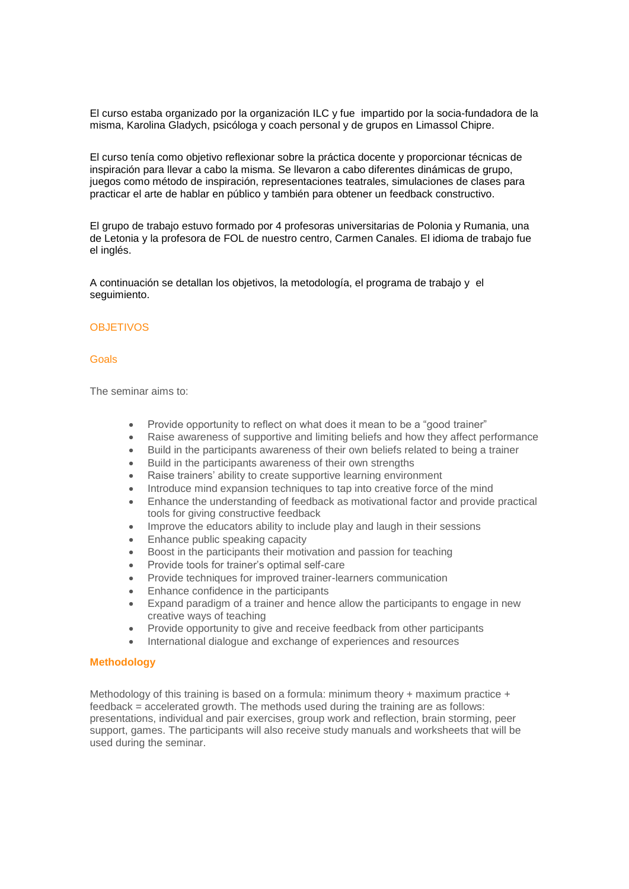El curso estaba organizado por la organización ILC y fue impartido por la socia-fundadora de la misma, Karolina Gladych, psicóloga y coach personal y de grupos en Limassol Chipre.

El curso tenía como objetivo reflexionar sobre la práctica docente y proporcionar técnicas de inspiración para llevar a cabo la misma. Se llevaron a cabo diferentes dinámicas de grupo, juegos como método de inspiración, representaciones teatrales, simulaciones de clases para practicar el arte de hablar en público y también para obtener un feedback constructivo.

El grupo de trabajo estuvo formado por 4 profesoras universitarias de Polonia y Rumania, una de Letonia y la profesora de FOL de nuestro centro, Carmen Canales. El idioma de trabajo fue el inglés.

A continuación se detallan los objetivos, la metodología, el programa de trabajo y el seguimiento.

## OBJETIVOS

### Goals

The seminar aims to:

- Provide opportunity to reflect on what does it mean to be a "good trainer"
- Raise awareness of supportive and limiting beliefs and how they affect performance
- Build in the participants awareness of their own beliefs related to being a trainer
- Build in the participants awareness of their own strengths
- Raise trainers' ability to create supportive learning environment
- Introduce mind expansion techniques to tap into creative force of the mind
- Enhance the understanding of feedback as motivational factor and provide practical tools for giving constructive feedback
- Improve the educators ability to include play and laugh in their sessions
- Enhance public speaking capacity
- Boost in the participants their motivation and passion for teaching
- Provide tools for trainer's optimal self-care
- Provide techniques for improved trainer-learners communication
- Enhance confidence in the participants
- Expand paradigm of a trainer and hence allow the participants to engage in new creative ways of teaching
- Provide opportunity to give and receive feedback from other participants
- International dialogue and exchange of experiences and resources

### **Methodology**

Methodology of this training is based on a formula: minimum theory + maximum practice + feedback = accelerated growth. The methods used during the training are as follows: presentations, individual and pair exercises, group work and reflection, brain storming, peer support, games. The participants will also receive study manuals and worksheets that will be used during the seminar.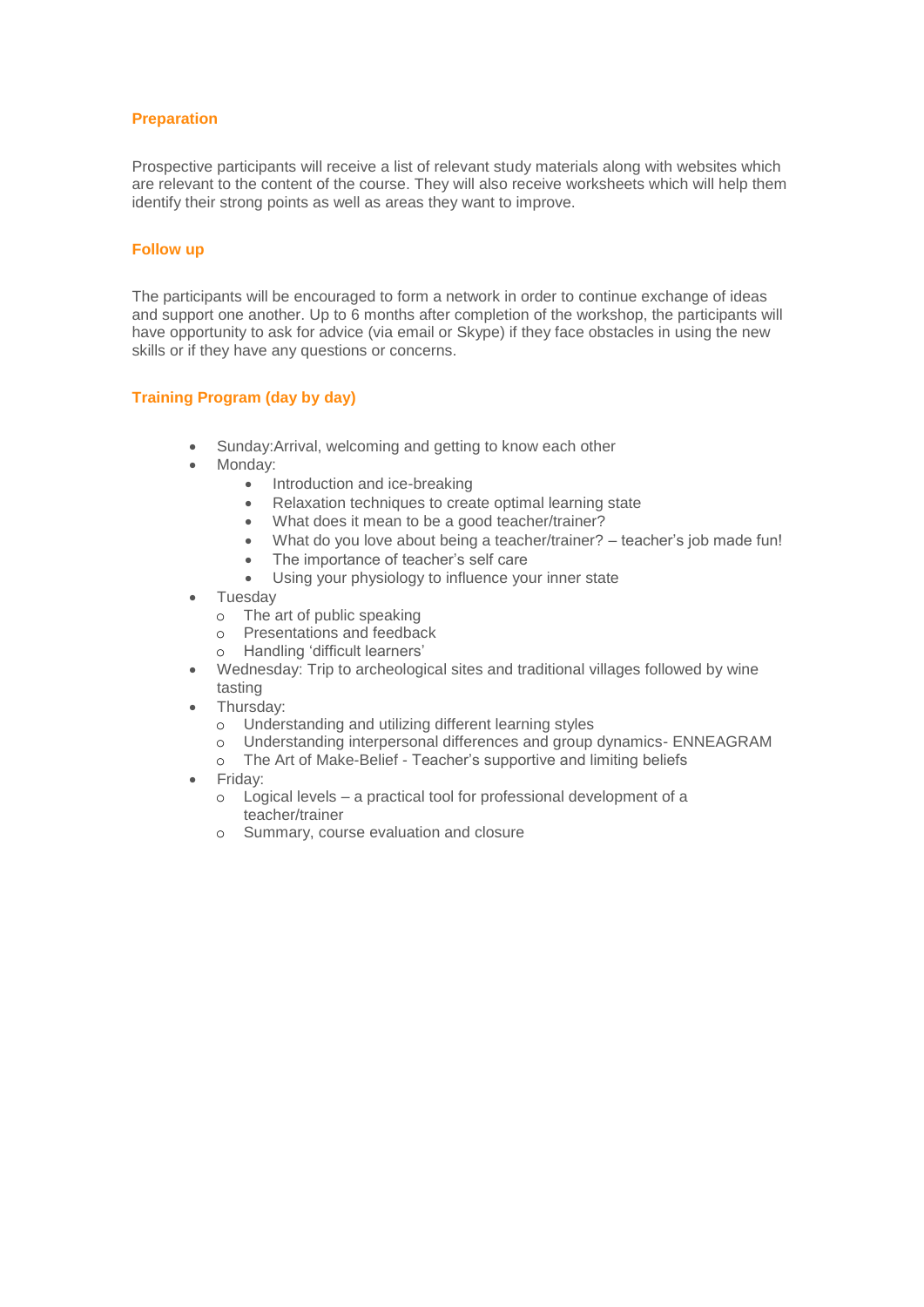### Preparation

Prospective participants will receive a list of relevant study materials along with websites which are relevant to the content of the course. They will also receive worksheets which will help them identify their strong points as well as areas they want to improve.

### Follow up

The participants will be encouraged to form a network in order to continue exchange of ideas and support one another. Up to 6 months after completion of the workshop, the participants will have opportunity to ask for advice (via email or Skype) if they face obstacles in using the new skills or if they have any questions or concerns.

### Training Program (day by day)

- Sunday:Arrival, welcoming and getting to know each other
- Monday:
  - Introduction and ice-breaking
  - Relaxation techniques to create optimal learning state
  - What does it mean to be a good teacher/trainer?
  - What do you love about being a teacher/trainer? – teacher's job made fun!
  - The importance of teacher's self care
  - Using your physiology to influence your inner state
- Tuesday
  - The art of public speaking
  - Presentations and feedback
  - Handling 'difficult learners'
- Wednesday: Trip to archeological sites and traditional villages followed by wine tasting
- Thursday:
  - Understanding and utilizing different learning styles
  - Understanding interpersonal differences and group dynamics- ENNEAGRAM
  - The Art of Make-Belief - Teacher's supportive and limiting beliefs
- Friday:
  - Logical levels – a practical tool for professional development of a teacher/trainer
  - Summary, course evaluation and closure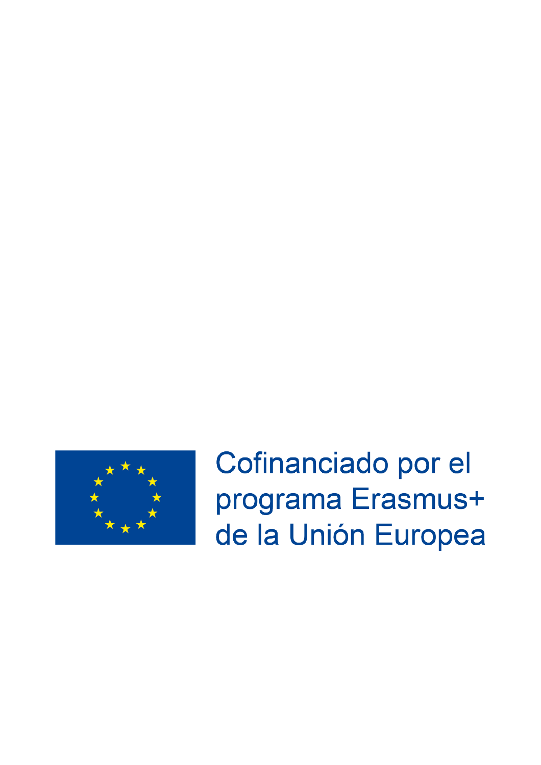Cofinanciado por el programa Erasmus+ de la Unión Europea